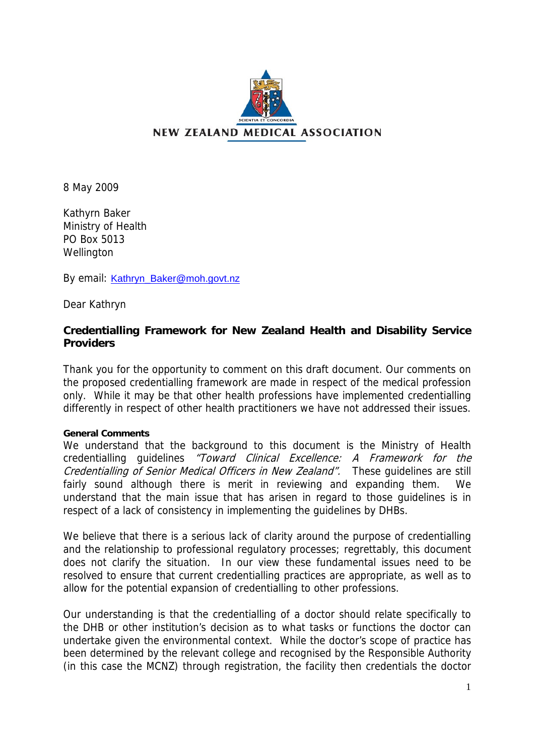NEW ZEALAND MEDICAL ASSOCIATION

8 May 2009

Kathyrn Baker
Ministry of Health
PO Box 5013
Wellington

By email: Kathryn_Baker@moh.govt.nz

Dear Kathryn

**Credentialling Framework for New Zealand Health and Disability Service Providers**

Thank you for the opportunity to comment on this draft document. Our comments on the proposed credentialling framework are made in respect of the medical profession only. While it may be that other health professions have implemented credentialling differently in respect of other health practitioners we have not addressed their issues.

**General Comments**

We understand that the background to this document is the Ministry of Health credentialling guidelines *"Toward Clinical Excellence: A Framework for the Credentialling of Senior Medical Officers in New Zealand".* These guidelines are still fairly sound although there is merit in reviewing and expanding them. We understand that the main issue that has arisen in regard to those guidelines is in respect of a lack of consistency in implementing the guidelines by DHBs.

We believe that there is a serious lack of clarity around the purpose of credentialling and the relationship to professional regulatory processes; regrettably, this document does not clarify the situation. In our view these fundamental issues need to be resolved to ensure that current credentialling practices are appropriate, as well as to allow for the potential expansion of credentialling to other professions.

Our understanding is that the credentialling of a doctor should relate specifically to the DHB or other institution's decision as to what tasks or functions the doctor can undertake given the environmental context. While the doctor's scope of practice has been determined by the relevant college and recognised by the Responsible Authority (in this case the MCNZ) through registration, the facility then credentials the doctor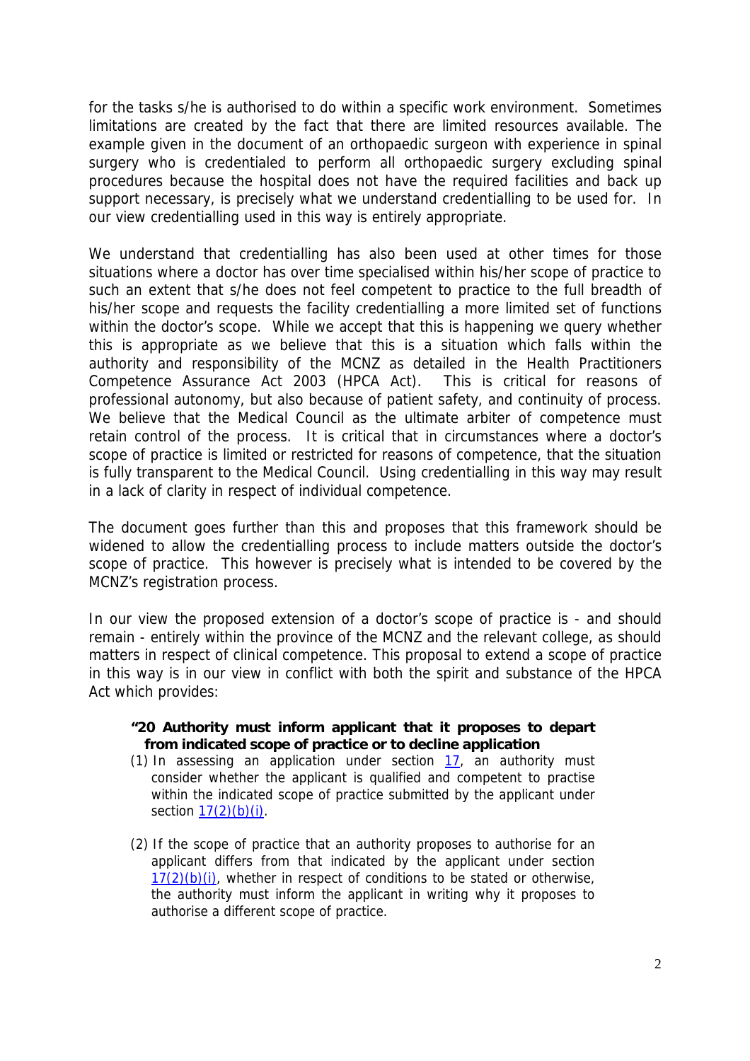for the tasks s/he is authorised to do within a specific work environment. Sometimes limitations are created by the fact that there are limited resources available. The example given in the document of an orthopaedic surgeon with experience in spinal surgery who is credentialed to perform all orthopaedic surgery excluding spinal procedures because the hospital does not have the required facilities and back up support necessary, is precisely what we understand credentialling to be used for. In our view credentialling used in this way is entirely appropriate.

We understand that credentialling has also been used at other times for those situations where a doctor has over time specialised within his/her scope of practice to such an extent that s/he does not feel competent to practice to the full breadth of his/her scope and requests the facility credentialling a more limited set of functions within the doctor's scope. While we accept that this is happening we query whether this is appropriate as we believe that this is a situation which falls within the authority and responsibility of the MCNZ as detailed in the Health Practitioners Competence Assurance Act 2003 (HPCA Act). This is critical for reasons of professional autonomy, but also because of patient safety, and continuity of process. We believe that the Medical Council as the ultimate arbiter of competence must retain control of the process. It is critical that in circumstances where a doctor's scope of practice is limited or restricted for reasons of competence, that the situation is fully transparent to the Medical Council. Using credentialling in this way may result in a lack of clarity in respect of individual competence.

The document goes further than this and proposes that this framework should be widened to allow the credentialling process to include matters outside the doctor's scope of practice. This however is precisely what is intended to be covered by the MCNZ's registration process.

In our view the proposed extension of a doctor's scope of practice is - and should remain - entirely within the province of the MCNZ and the relevant college, as should matters in respect of clinical competence. This proposal to extend a scope of practice in this way is in our view in conflict with both the spirit and substance of the HPCA Act which provides:

> **"20 Authority must inform applicant that it proposes to depart from indicated scope of practice or to decline application**
>
> (1) In assessing an application under section 17, an authority must consider whether the applicant is qualified and competent to practise within the indicated scope of practice submitted by the applicant under section 17(2)(b)(i).
>
> (2) If the scope of practice that an authority proposes to authorise for an applicant differs from that indicated by the applicant under section 17(2)(b)(i), whether in respect of conditions to be stated or otherwise, the authority must inform the applicant in writing why it proposes to authorise a different scope of practice.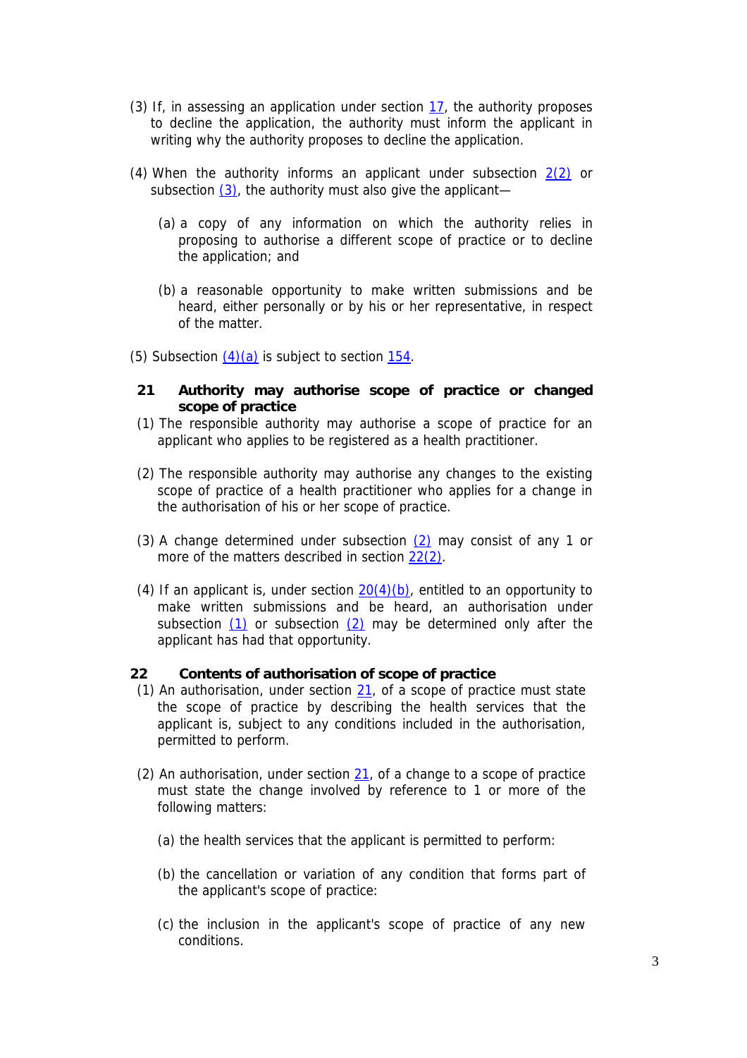(3) If, in assessing an application under section 17, the authority proposes to decline the application, the authority must inform the applicant in writing why the authority proposes to decline the application.

(4) When the authority informs an applicant under subsection 2(2) or subsection (3), the authority must also give the applicant—

(a) a copy of any information on which the authority relies in proposing to authorise a different scope of practice or to decline the application; and

(b) a reasonable opportunity to make written submissions and be heard, either personally or by his or her representative, in respect of the matter.

(5) Subsection (4)(a) is subject to section 154.

### 21 Authority may authorise scope of practice or changed scope of practice

(1) The responsible authority may authorise a scope of practice for an applicant who applies to be registered as a health practitioner.

(2) The responsible authority may authorise any changes to the existing scope of practice of a health practitioner who applies for a change in the authorisation of his or her scope of practice.

(3) A change determined under subsection (2) may consist of any 1 or more of the matters described in section 22(2).

(4) If an applicant is, under section 20(4)(b), entitled to an opportunity to make written submissions and be heard, an authorisation under subsection (1) or subsection (2) may be determined only after the applicant has had that opportunity.

### 22 Contents of authorisation of scope of practice

(1) An authorisation, under section 21, of a scope of practice must state the scope of practice by describing the health services that the applicant is, subject to any conditions included in the authorisation, permitted to perform.

(2) An authorisation, under section 21, of a change to a scope of practice must state the change involved by reference to 1 or more of the following matters:

(a) the health services that the applicant is permitted to perform:

(b) the cancellation or variation of any condition that forms part of the applicant's scope of practice:

(c) the inclusion in the applicant's scope of practice of any new conditions.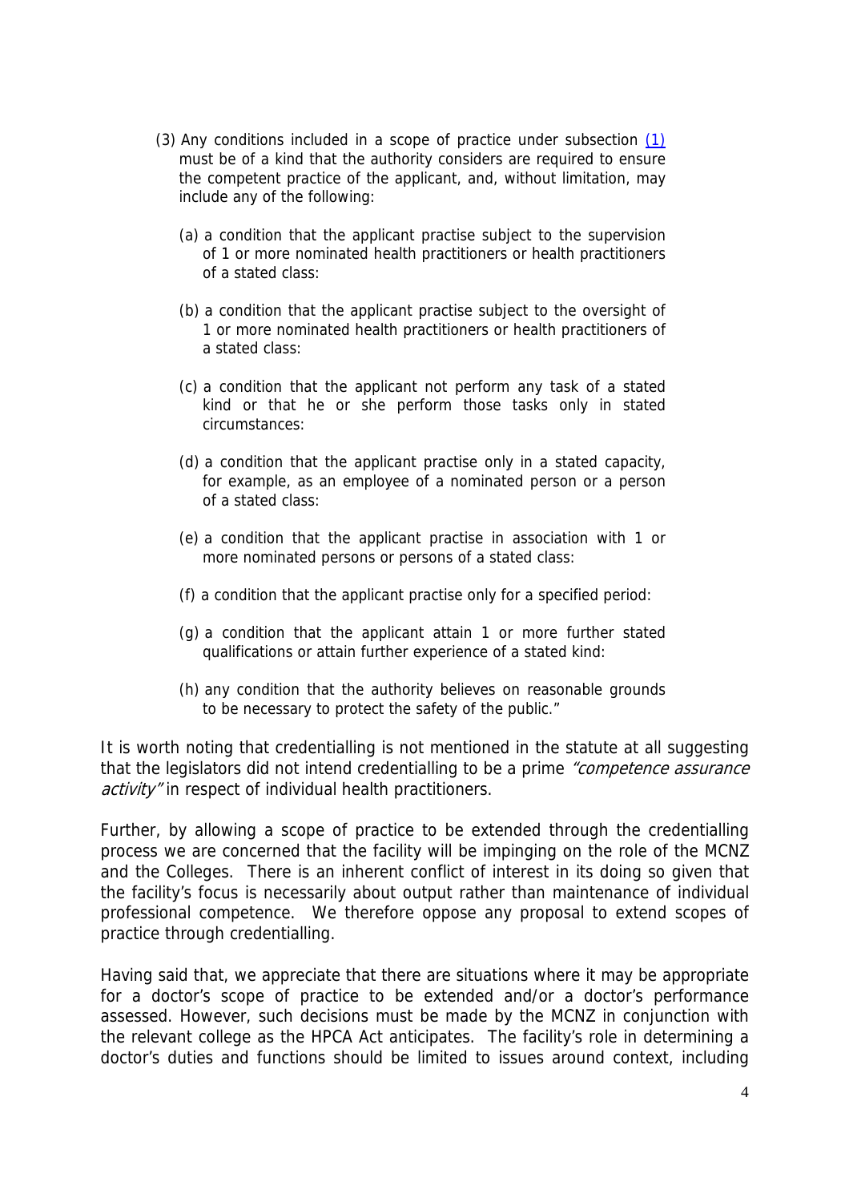(3) Any conditions included in a scope of practice under subsection (1) must be of a kind that the authority considers are required to ensure the competent practice of the applicant, and, without limitation, may include any of the following:

(a) a condition that the applicant practise subject to the supervision of 1 or more nominated health practitioners or health practitioners of a stated class:

(b) a condition that the applicant practise subject to the oversight of 1 or more nominated health practitioners or health practitioners of a stated class:

(c) a condition that the applicant not perform any task of a stated kind or that he or she perform those tasks only in stated circumstances:

(d) a condition that the applicant practise only in a stated capacity, for example, as an employee of a nominated person or a person of a stated class:

(e) a condition that the applicant practise in association with 1 or more nominated persons or persons of a stated class:

(f) a condition that the applicant practise only for a specified period:

(g) a condition that the applicant attain 1 or more further stated qualifications or attain further experience of a stated kind:

(h) any condition that the authority believes on reasonable grounds to be necessary to protect the safety of the public."

It is worth noting that credentialling is not mentioned in the statute at all suggesting that the legislators did not intend credentialling to be a prime *"competence assurance activity"* in respect of individual health practitioners.

Further, by allowing a scope of practice to be extended through the credentialling process we are concerned that the facility will be impinging on the role of the MCNZ and the Colleges. There is an inherent conflict of interest in its doing so given that the facility's focus is necessarily about output rather than maintenance of individual professional competence. We therefore oppose any proposal to extend scopes of practice through credentialling.

Having said that, we appreciate that there are situations where it may be appropriate for a doctor's scope of practice to be extended and/or a doctor's performance assessed. However, such decisions must be made by the MCNZ in conjunction with the relevant college as the HPCA Act anticipates. The facility's role in determining a doctor's duties and functions should be limited to issues around context, including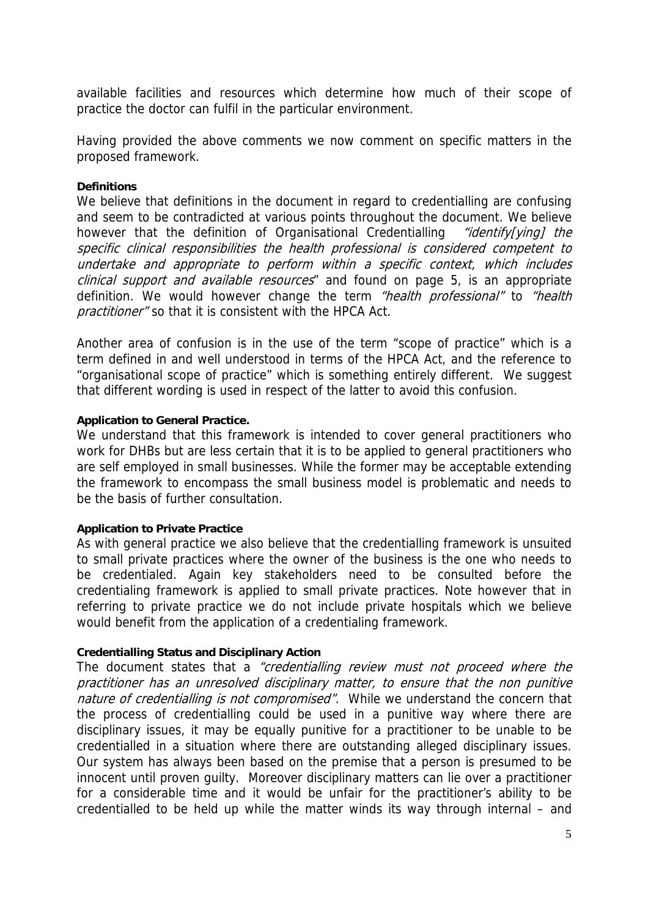available facilities and resources which determine how much of their scope of practice the doctor can fulfil in the particular environment.

Having provided the above comments we now comment on specific matters in the proposed framework.

**Definitions**

We believe that definitions in the document in regard to credentialling are confusing and seem to be contradicted at various points throughout the document. We believe however that the definition of Organisational Credentialling *"identify[ying] the specific clinical responsibilities the health professional is considered competent to undertake and appropriate to perform within a specific context, which includes clinical support and available resources*" and found on page 5, is an appropriate definition. We would however change the term *"health professional"* to *"health practitioner"* so that it is consistent with the HPCA Act.

Another area of confusion is in the use of the term "scope of practice" which is a term defined in and well understood in terms of the HPCA Act, and the reference to "organisational scope of practice" which is something entirely different. We suggest that different wording is used in respect of the latter to avoid this confusion.

**Application to General Practice.**

We understand that this framework is intended to cover general practitioners who work for DHBs but are less certain that it is to be applied to general practitioners who are self employed in small businesses. While the former may be acceptable extending the framework to encompass the small business model is problematic and needs to be the basis of further consultation.

**Application to Private Practice**

As with general practice we also believe that the credentialling framework is unsuited to small private practices where the owner of the business is the one who needs to be credentialed. Again key stakeholders need to be consulted before the credentialing framework is applied to small private practices. Note however that in referring to private practice we do not include private hospitals which we believe would benefit from the application of a credentialing framework.

**Credentialling Status and Disciplinary Action**

The document states that a *"credentialling review must not proceed where the practitioner has an unresolved disciplinary matter, to ensure that the non punitive nature of credentialling is not compromised".* While we understand the concern that the process of credentialling could be used in a punitive way where there are disciplinary issues, it may be equally punitive for a practitioner to be unable to be credentialled in a situation where there are outstanding alleged disciplinary issues. Our system has always been based on the premise that a person is presumed to be innocent until proven guilty. Moreover disciplinary matters can lie over a practitioner for a considerable time and it would be unfair for the practitioner's ability to be credentialled to be held up while the matter winds its way through internal – and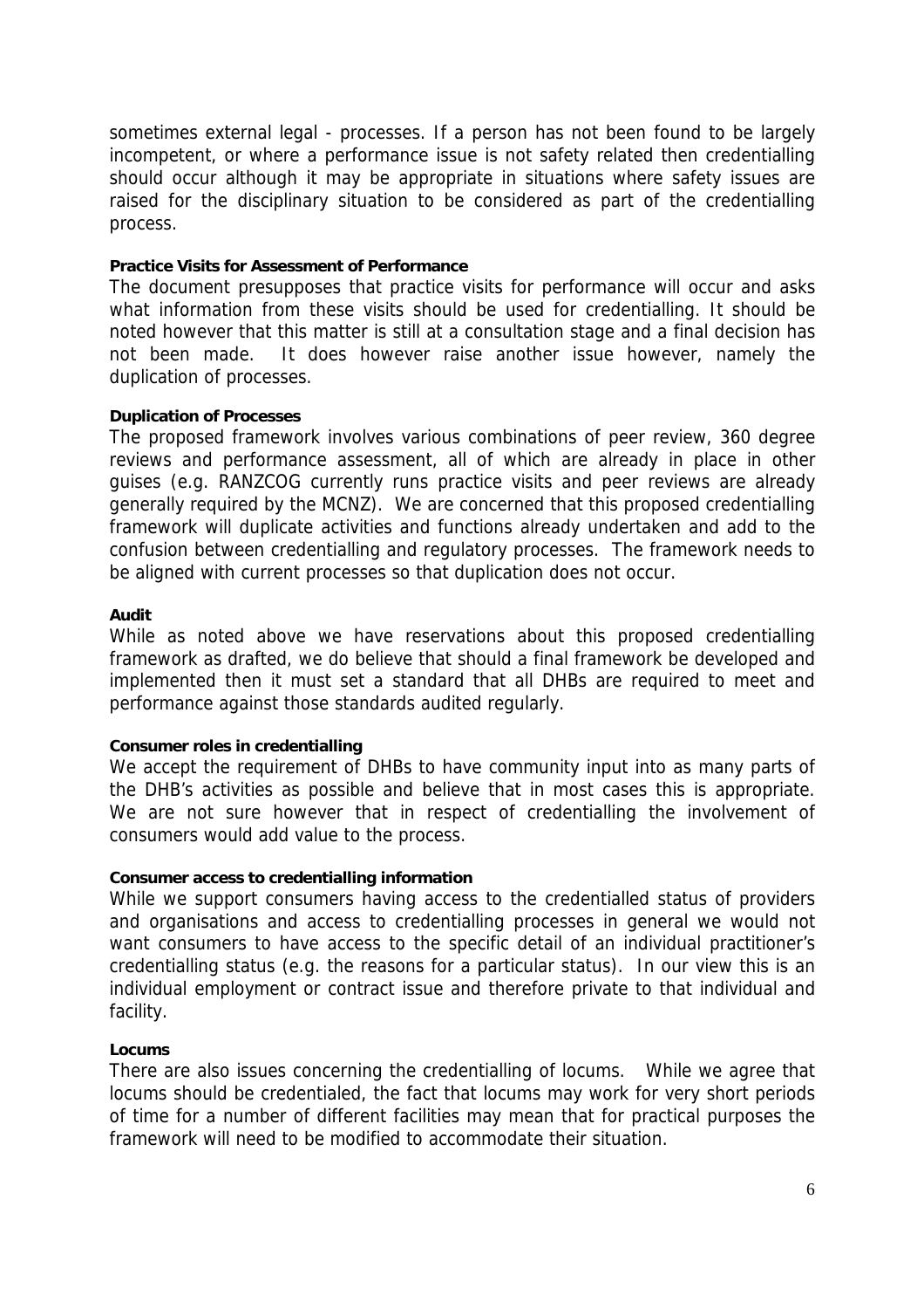sometimes external legal - processes. If a person has not been found to be largely incompetent, or where a performance issue is not safety related then credentialling should occur although it may be appropriate in situations where safety issues are raised for the disciplinary situation to be considered as part of the credentialling process.

**Practice Visits for Assessment of Performance**

The document presupposes that practice visits for performance will occur and asks what information from these visits should be used for credentialling. It should be noted however that this matter is still at a consultation stage and a final decision has not been made. It does however raise another issue however, namely the duplication of processes.

**Duplication of Processes**

The proposed framework involves various combinations of peer review, 360 degree reviews and performance assessment, all of which are already in place in other guises (e.g. RANZCOG currently runs practice visits and peer reviews are already generally required by the MCNZ). We are concerned that this proposed credentialling framework will duplicate activities and functions already undertaken and add to the confusion between credentialling and regulatory processes. The framework needs to be aligned with current processes so that duplication does not occur.

**Audit**

While as noted above we have reservations about this proposed credentialling framework as drafted, we do believe that should a final framework be developed and implemented then it must set a standard that all DHBs are required to meet and performance against those standards audited regularly.

**Consumer roles in credentialling**

We accept the requirement of DHBs to have community input into as many parts of the DHB's activities as possible and believe that in most cases this is appropriate. We are not sure however that in respect of credentialling the involvement of consumers would add value to the process.

**Consumer access to credentialling information**

While we support consumers having access to the credentialled status of providers and organisations and access to credentialling processes in general we would not want consumers to have access to the specific detail of an individual practitioner's credentialling status (e.g. the reasons for a particular status). In our view this is an individual employment or contract issue and therefore private to that individual and facility.

**Locums**

There are also issues concerning the credentialling of locums. While we agree that locums should be credentialed, the fact that locums may work for very short periods of time for a number of different facilities may mean that for practical purposes the framework will need to be modified to accommodate their situation.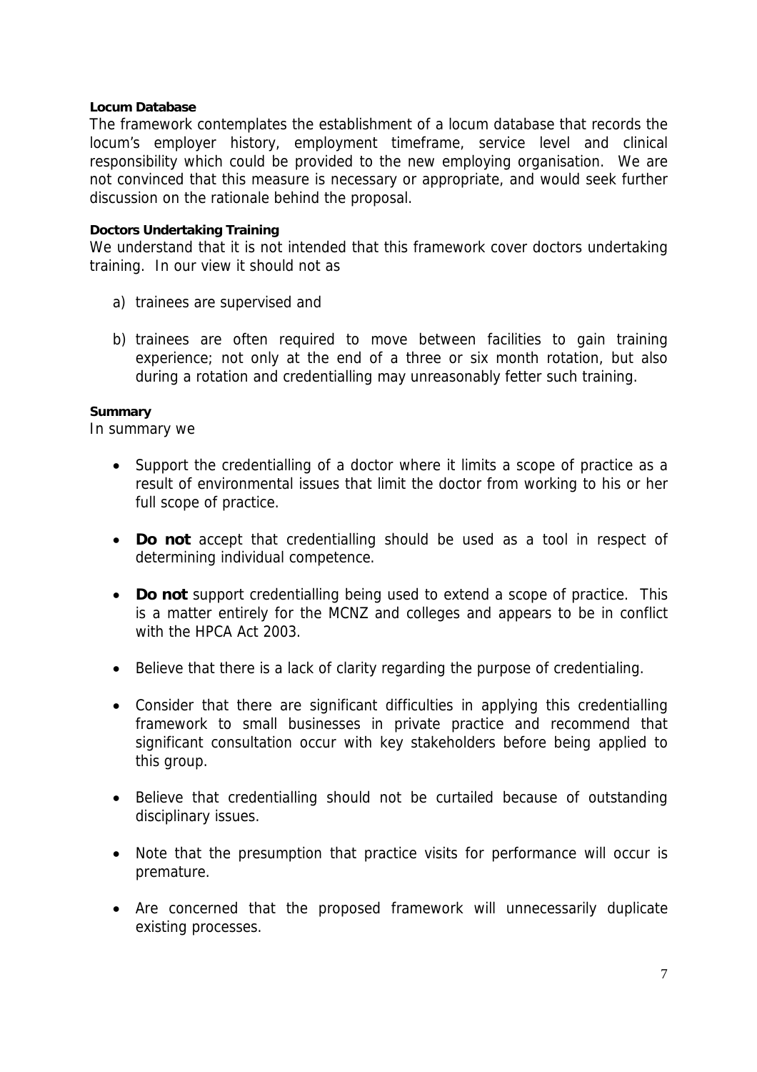**Locum Database**

The framework contemplates the establishment of a locum database that records the locum's employer history, employment timeframe, service level and clinical responsibility which could be provided to the new employing organisation. We are not convinced that this measure is necessary or appropriate, and would seek further discussion on the rationale behind the proposal.

**Doctors Undertaking Training**

We understand that it is not intended that this framework cover doctors undertaking training. In our view it should not as

a) trainees are supervised and

b) trainees are often required to move between facilities to gain training experience; not only at the end of a three or six month rotation, but also during a rotation and credentialling may unreasonably fetter such training.

**Summary**

In summary we

- Support the credentialling of a doctor where it limits a scope of practice as a result of environmental issues that limit the doctor from working to his or her full scope of practice.

- **Do not** accept that credentialling should be used as a tool in respect of determining individual competence.

- **Do not** support credentialling being used to extend a scope of practice. This is a matter entirely for the MCNZ and colleges and appears to be in conflict with the HPCA Act 2003.

- Believe that there is a lack of clarity regarding the purpose of credentialing.

- Consider that there are significant difficulties in applying this credentialling framework to small businesses in private practice and recommend that significant consultation occur with key stakeholders before being applied to this group.

- Believe that credentialling should not be curtailed because of outstanding disciplinary issues.

- Note that the presumption that practice visits for performance will occur is premature.

- Are concerned that the proposed framework will unnecessarily duplicate existing processes.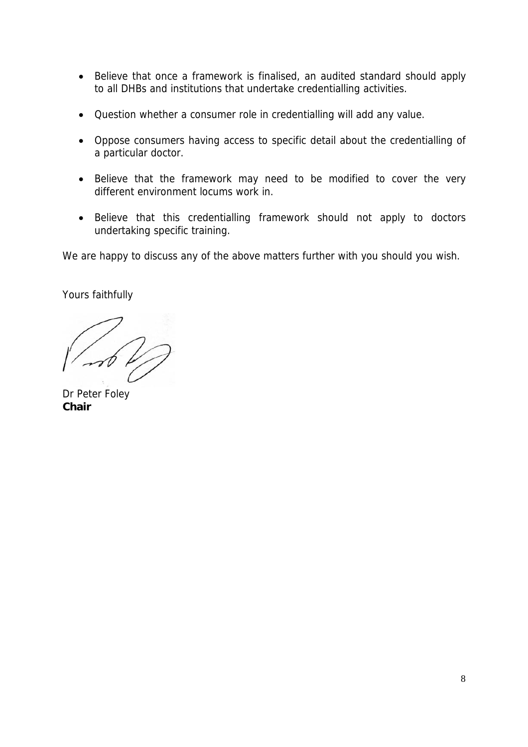- Believe that once a framework is finalised, an audited standard should apply to all DHBs and institutions that undertake credentialling activities.
- Question whether a consumer role in credentialling will add any value.
- Oppose consumers having access to specific detail about the credentialling of a particular doctor.
- Believe that the framework may need to be modified to cover the very different environment locums work in.
- Believe that this credentialling framework should not apply to doctors undertaking specific training.

We are happy to discuss any of the above matters further with you should you wish.

Yours faithfully

Dr Peter Foley
**Chair**